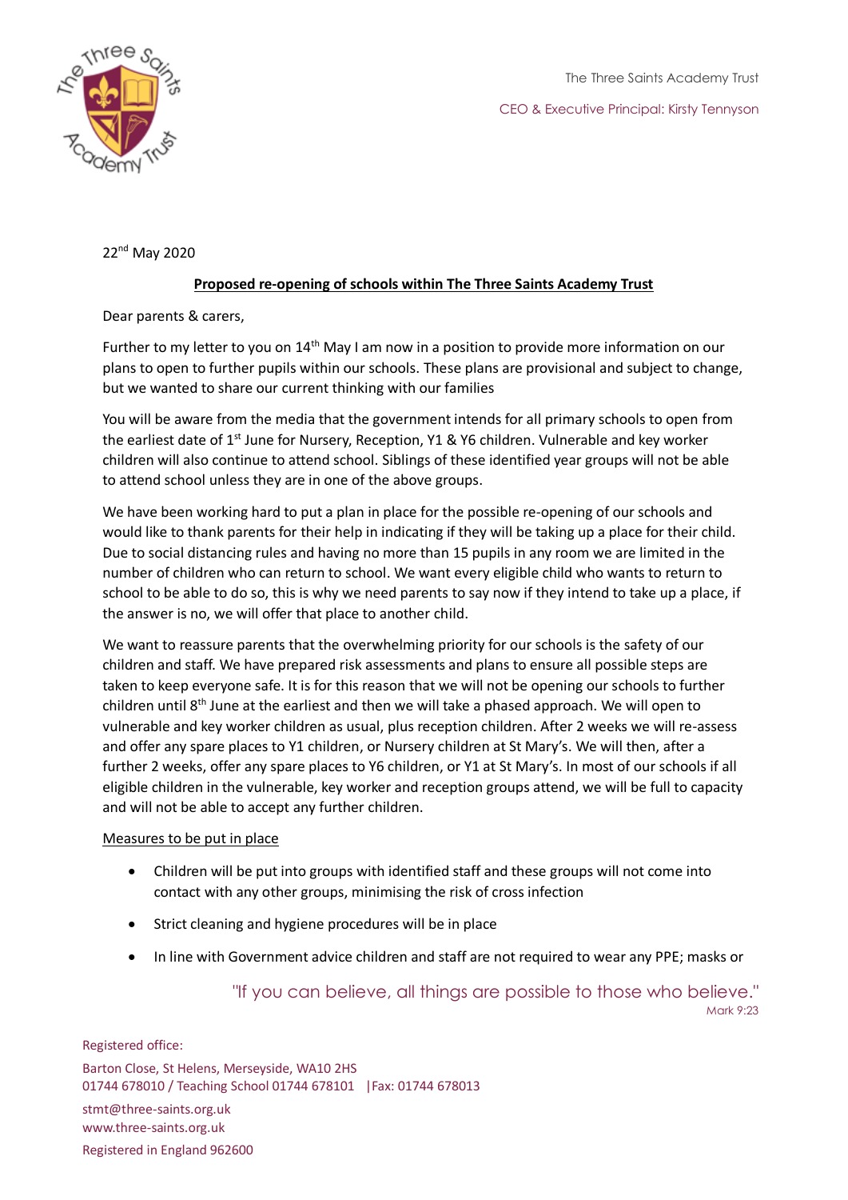The Three Saints Academy Trust

CEO & Executive Principal: Kirsty Tennyson

22nd May 2020

**Proposed re-opening of schools within The Three Saints Academy Trust**

Dear parents & carers,

Further to my letter to you on 14th May I am now in a position to provide more information on our plans to open to further pupils within our schools. These plans are provisional and subject to change, but we wanted to share our current thinking with our families

You will be aware from the media that the government intends for all primary schools to open from the earliest date of 1st June for Nursery, Reception, Y1 & Y6 children. Vulnerable and key worker children will also continue to attend school. Siblings of these identified year groups will not be able to attend school unless they are in one of the above groups.

We have been working hard to put a plan in place for the possible re-opening of our schools and would like to thank parents for their help in indicating if they will be taking up a place for their child. Due to social distancing rules and having no more than 15 pupils in any room we are limited in the number of children who can return to school. We want every eligible child who wants to return to school to be able to do so, this is why we need parents to say now if they intend to take up a place, if the answer is no, we will offer that place to another child.

We want to reassure parents that the overwhelming priority for our schools is the safety of our children and staff. We have prepared risk assessments and plans to ensure all possible steps are taken to keep everyone safe. It is for this reason that we will not be opening our schools to further children until 8th June at the earliest and then we will take a phased approach. We will open to vulnerable and key worker children as usual, plus reception children. After 2 weeks we will re-assess and offer any spare places to Y1 children, or Nursery children at St Mary's. We will then, after a further 2 weeks, offer any spare places to Y6 children, or Y1 at St Mary's. In most of our schools if all eligible children in the vulnerable, key worker and reception groups attend, we will be full to capacity and will not be able to accept any further children.

Measures to be put in place

- Children will be put into groups with identified staff and these groups will not come into contact with any other groups, minimising the risk of cross infection
- Strict cleaning and hygiene procedures will be in place
- In line with Government advice children and staff are not required to wear any PPE; masks or

"If you can believe, all things are possible to those who believe."
Mark 9:23

Registered office:
Barton Close, St Helens, Merseyside, WA10 2HS
01744 678010 / Teaching School 01744 678101 |Fax: 01744 678013
stmt@three-saints.org.uk
www.three-saints.org.uk
Registered in England 962600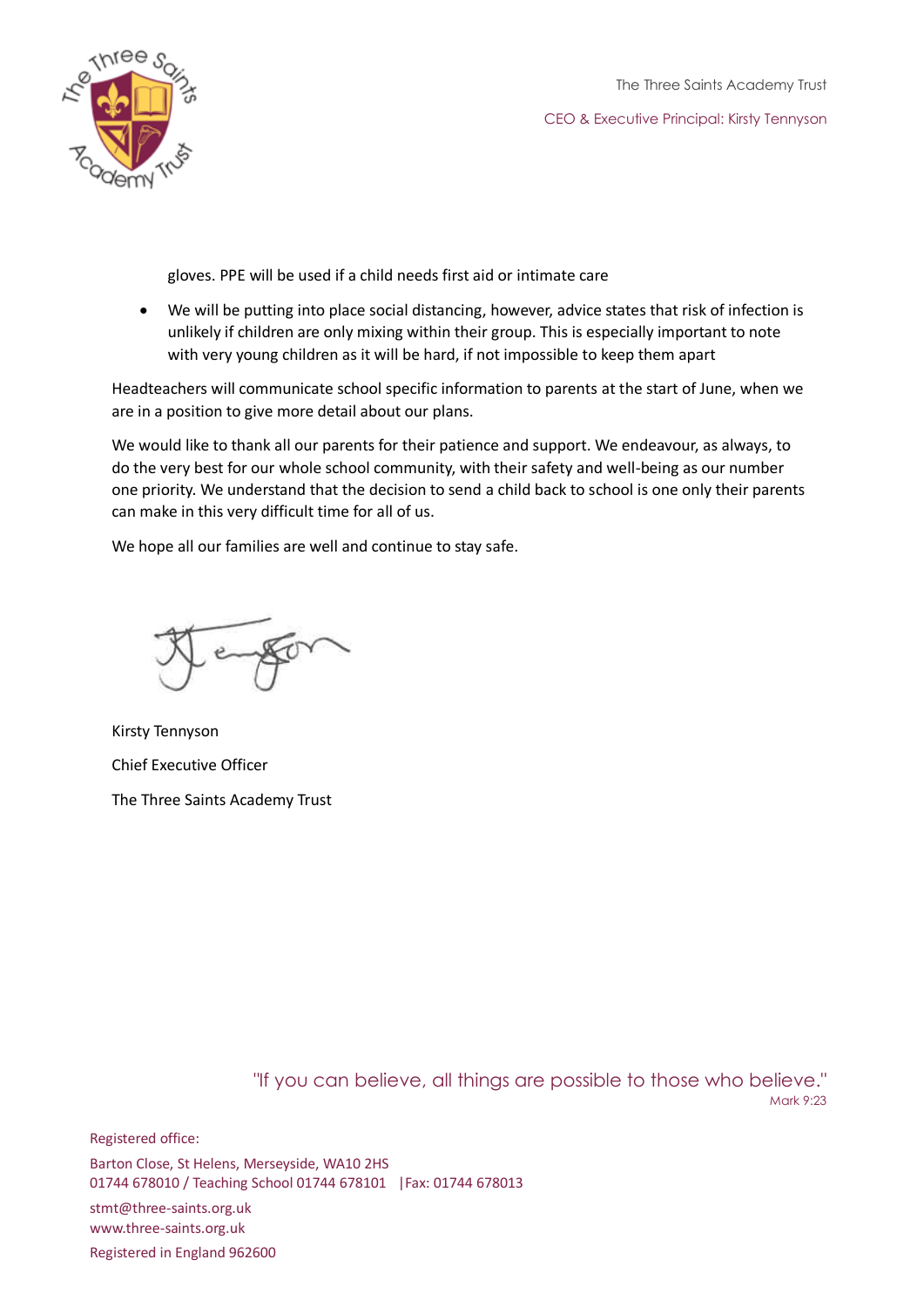gloves. PPE will be used if a child needs first aid or intimate care

- We will be putting into place social distancing, however, advice states that risk of infection is unlikely if children are only mixing within their group. This is especially important to note with very young children as it will be hard, if not impossible to keep them apart

Headteachers will communicate school specific information to parents at the start of June, when we are in a position to give more detail about our plans.

We would like to thank all our parents for their patience and support. We endeavour, as always, to do the very best for our whole school community, with their safety and well-being as our number one priority. We understand that the decision to send a child back to school is one only their parents can make in this very difficult time for all of us.

We hope all our families are well and continue to stay safe.

Kirsty Tennyson

Chief Executive Officer

The Three Saints Academy Trust

"If you can believe, all things are possible to those who believe."
Mark 9:23

Registered office:
Barton Close, St Helens, Merseyside, WA10 2HS
01744 678010 / Teaching School 01744 678101 |Fax: 01744 678013
stmt@three-saints.org.uk
www.three-saints.org.uk
Registered in England 962600